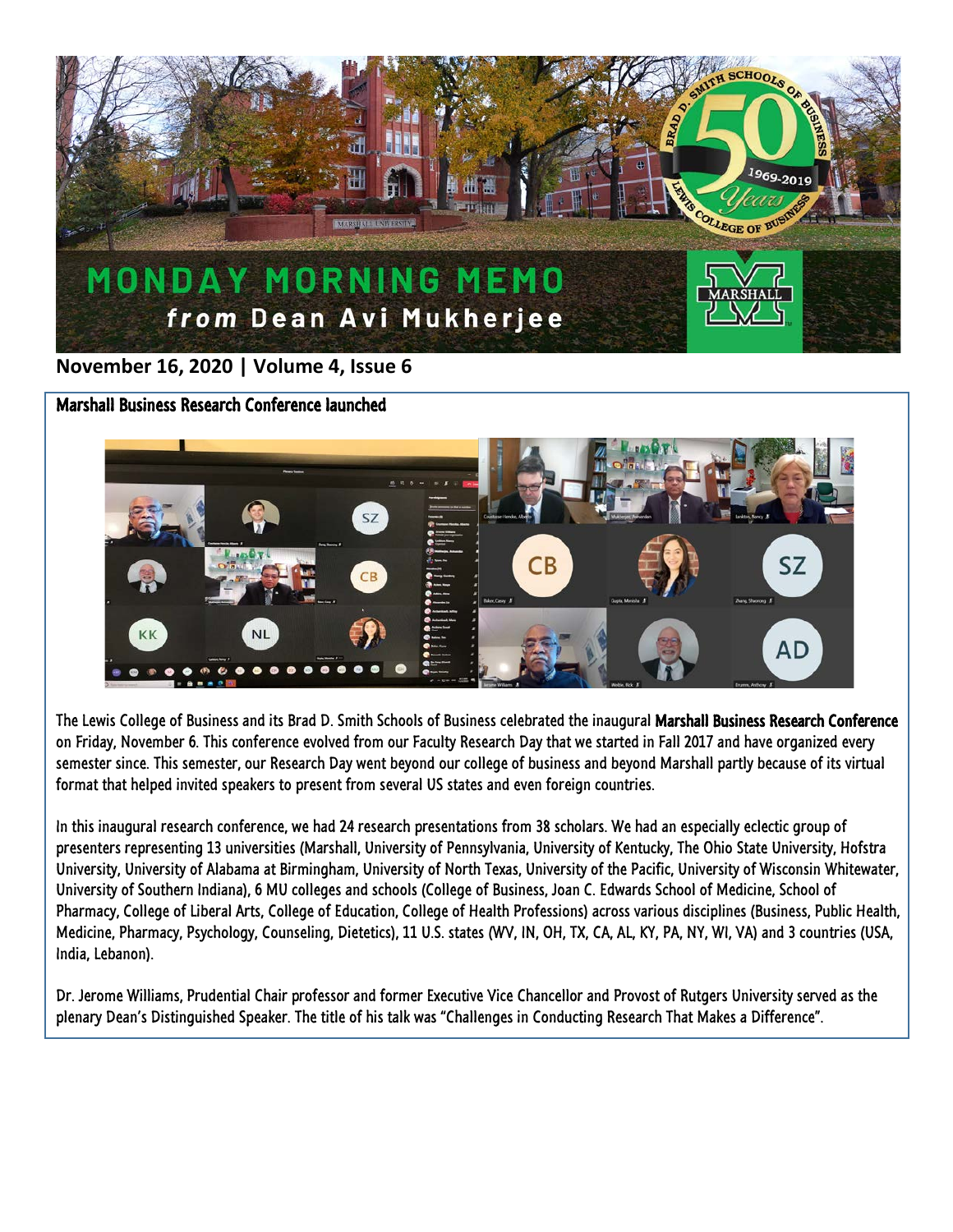# MONDAY MORNING MEMO

*from* **Dean Avi Mukherjee**

**November 16, 2020 | Volume 4, Issue 6**

## Marshall Business Research Conference launched

The Lewis College of Business and its Brad D. Smith Schools of Business celebrated the inaugural **Marshall Business Research Conference** on Friday, November 6. This conference evolved from our Faculty Research Day that we started in Fall 2017 and have organized every semester since. This semester, our Research Day went beyond our college of business and beyond Marshall partly because of its virtual format that helped invited speakers to present from several US states and even foreign countries.

In this inaugural research conference, we had 24 research presentations from 38 scholars. We had an especially eclectic group of presenters representing 13 universities (Marshall, University of Pennsylvania, University of Kentucky, The Ohio State University, Hofstra University, University of Alabama at Birmingham, University of North Texas, University of the Pacific, University of Wisconsin Whitewater, University of Southern Indiana), 6 MU colleges and schools (College of Business, Joan C. Edwards School of Medicine, School of Pharmacy, College of Liberal Arts, College of Education, College of Health Professions) across various disciplines (Business, Public Health, Medicine, Pharmacy, Psychology, Counseling, Dietetics), 11 U.S. states (WV, IN, OH, TX, CA, AL, KY, PA, NY, WI, VA) and 3 countries (USA, India, Lebanon).

Dr. Jerome Williams, Prudential Chair professor and former Executive Vice Chancellor and Provost of Rutgers University served as the plenary Dean's Distinguished Speaker. The title of his talk was "Challenges in Conducting Research That Makes a Difference".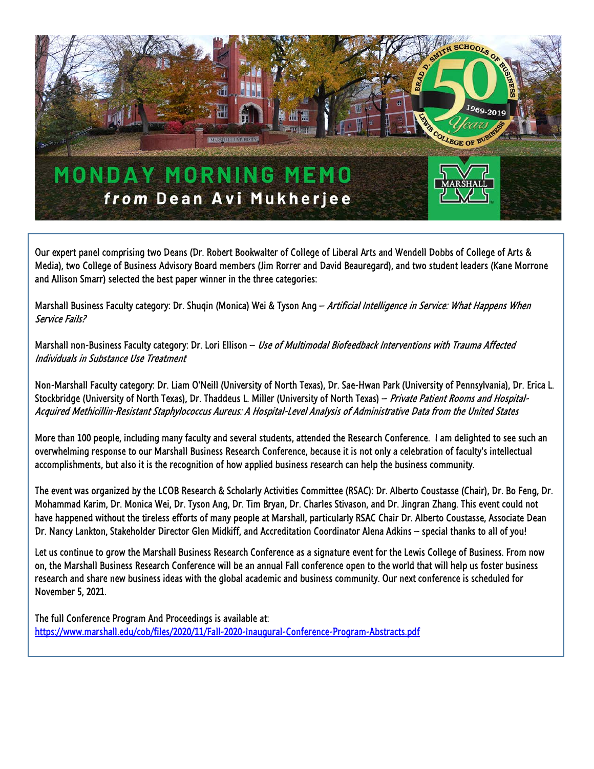# MONDAY MORNING MEMO

## *from* Dean Avi Mukherjee

Our expert panel comprising two Deans (Dr. Robert Bookwalter of College of Liberal Arts and Wendell Dobbs of College of Arts & Media), two College of Business Advisory Board members (Jim Rorrer and David Beauregard), and two student leaders (Kane Morrone and Allison Smarr) selected the best paper winner in the three categories:

Marshall Business Faculty category: Dr. Shuqin (Monica) Wei & Tyson Ang – *Artificial Intelligence in Service: What Happens When Service Fails?*

Marshall non-Business Faculty category: Dr. Lori Ellison – *Use of Multimodal Biofeedback Interventions with Trauma Affected Individuals in Substance Use Treatment*

Non-Marshall Faculty category: Dr. Liam O'Neill (University of North Texas), Dr. Sae-Hwan Park (University of Pennsylvania), Dr. Erica L. Stockbridge (University of North Texas), Dr. Thaddeus L. Miller (University of North Texas) – *Private Patient Rooms and Hospital-Acquired Methicillin-Resistant Staphylococcus Aureus: A Hospital-Level Analysis of Administrative Data from the United States*

More than 100 people, including many faculty and several students, attended the Research Conference. I am delighted to see such an overwhelming response to our Marshall Business Research Conference, because it is not only a celebration of faculty's intellectual accomplishments, but also it is the recognition of how applied business research can help the business community.

The event was organized by the LCOB Research & Scholarly Activities Committee (RSAC): Dr. Alberto Coustasse (Chair), Dr. Bo Feng, Dr. Mohammad Karim, Dr. Monica Wei, Dr. Tyson Ang, Dr. Tim Bryan, Dr. Charles Stivason, and Dr. Jingran Zhang. This event could not have happened without the tireless efforts of many people at Marshall, particularly RSAC Chair Dr. Alberto Coustasse, Associate Dean Dr. Nancy Lankton, Stakeholder Director Glen Midkiff, and Accreditation Coordinator Alena Adkins – special thanks to all of you!

Let us continue to grow the Marshall Business Research Conference as a signature event for the Lewis College of Business. From now on, the Marshall Business Research Conference will be an annual Fall conference open to the world that will help us foster business research and share new business ideas with the global academic and business community. Our next conference is scheduled for November 5, 2021.

The full Conference Program And Proceedings is available at:
https://www.marshall.edu/cob/files/2020/11/Fall-2020-Inaugural-Conference-Program-Abstracts.pdf